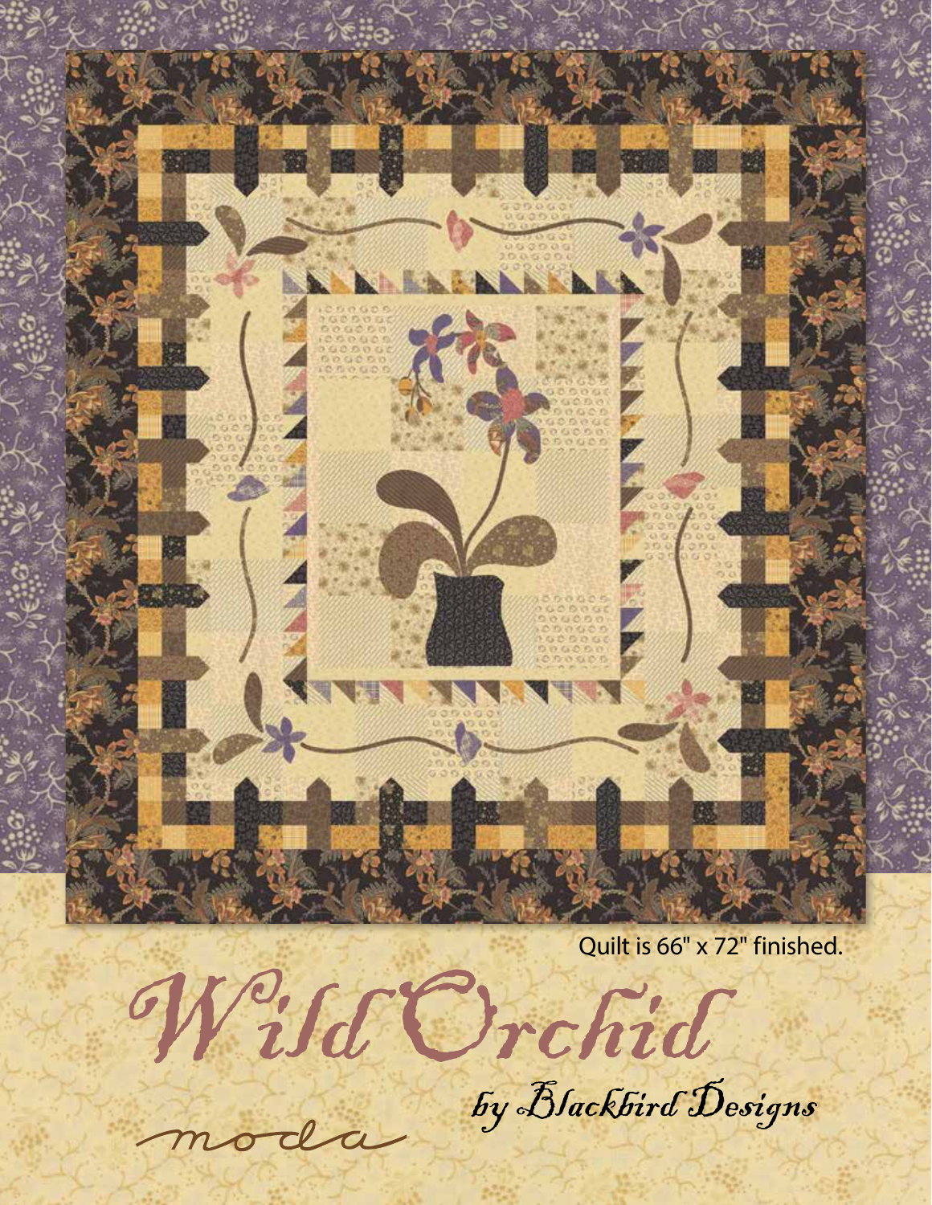Quilt is 66" x 72" finished.

# Wild Orchid

by Blackbird Designs

moda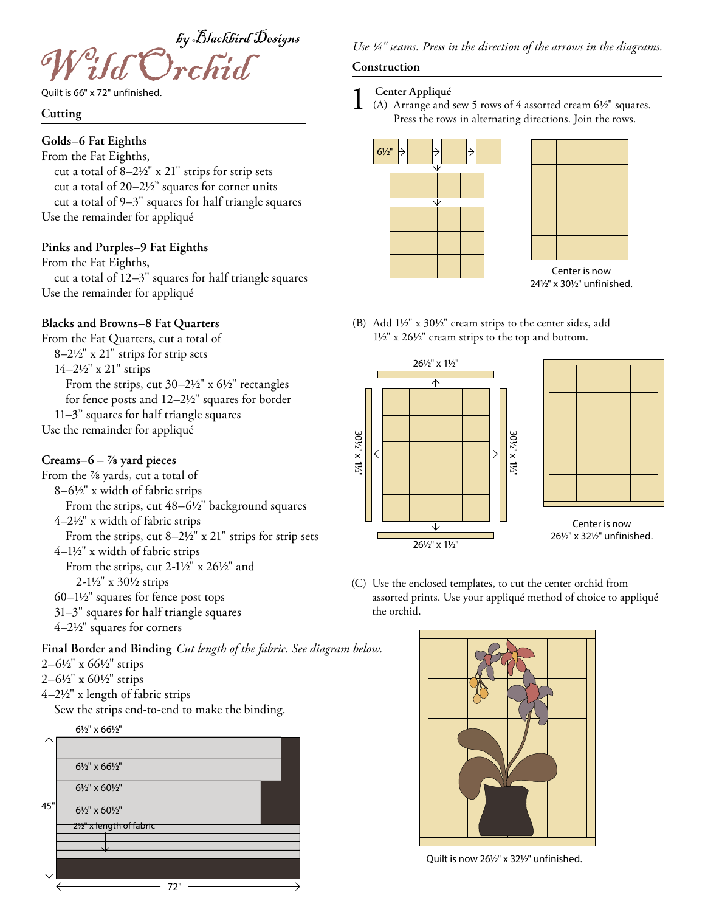# Wild Orchid

*by Blackbird Designs*

Quilt is 66" x 72" unfinished.

## Cutting

**Golds–6 Fat Eighths**
From the Fat Eighths,
- cut a total of 8–2½" x 21" strips for strip sets
- cut a total of 20–2½" squares for corner units
- cut a total of 9–3" squares for half triangle squares

Use the remainder for appliqué

**Pinks and Purples–9 Fat Eighths**
From the Fat Eighths,
- cut a total of 12–3" squares for half triangle squares

Use the remainder for appliqué

**Blacks and Browns–8 Fat Quarters**
From the Fat Quarters, cut a total of
- 8–2½" x 21" strips for strip sets
- 14–2½" x 21" strips
  - From the strips, cut 30–2½" x 6½" rectangles for fence posts and 12–2½" squares for border
- 11–3" squares for half triangle squares

Use the remainder for appliqué

**Creams–6 – ⅞ yard pieces**
From the ⅞ yards, cut a total of
- 8–6½" x width of fabric strips
  - From the strips, cut 48–6½" background squares
- 4–2½" x width of fabric strips
  - From the strips, cut 8–2½" x 21" strips for strip sets
- 4–1½" x width of fabric strips
  - From the strips, cut 2-1½" x 26½" and 2-1½" x 30½ strips
- 60–1½" squares for fence post tops
- 31–3" squares for half triangle squares
- 4–2½" squares for corners

**Final Border and Binding** *Cut length of the fabric. See diagram below.*
- 2–6½" x 66½" strips
- 2–6½" x 60½" strips
- 4–2½" x length of fabric strips
  - Sew the strips end-to-end to make the binding.

*Use ¼" seams. Press in the direction of the arrows in the diagrams.*

## Construction

### 1 Center Appliqué

(A) Arrange and sew 5 rows of 4 assorted cream 6½" squares. Press the rows in alternating directions. Join the rows.

Center is now 24½" x 30½" unfinished.

(B) Add 1½" x 30½" cream strips to the center sides, add 1½" x 26½" cream strips to the top and bottom.

Center is now 26½" x 32½" unfinished.

(C) Use the enclosed templates, to cut the center orchid from assorted prints. Use your appliqué method of choice to appliqué the orchid.

Quilt is now 26½" x 32½" unfinished.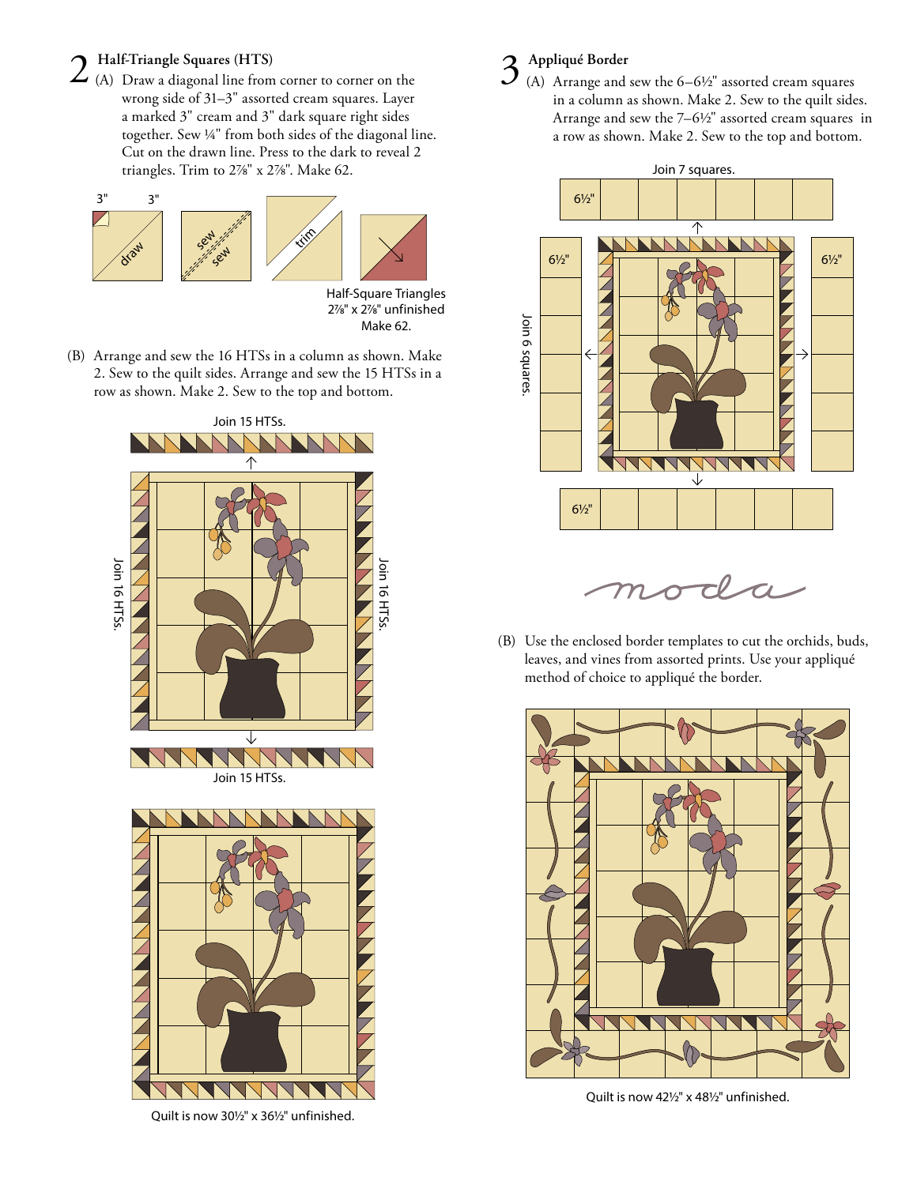## 2 Half-Triangle Squares (HTS)

(A) Draw a diagonal line from corner to corner on the wrong side of 31–3" assorted cream squares. Layer a marked 3" cream and 3" dark square right sides together. Sew ¼" from both sides of the diagonal line. Cut on the drawn line. Press to the dark to reveal 2 triangles. Trim to 2⅞" x 2⅞". Make 62.

3" 3"

draw

sew sew

trim

Half-Square Triangles
2⅞" x 2⅞" unfinished
Make 62.

(B) Arrange and sew the 16 HTSs in a column as shown. Make 2. Sew to the quilt sides. Arrange and sew the 15 HTSs in a row as shown. Make 2. Sew to the top and bottom.

Join 15 HTSs.

Join 16 HTSs.

Join 16 HTSs.

Join 15 HTSs.

Quilt is now 30½" x 36½" unfinished.

## 3 Appliqué Border

(A) Arrange and sew the 6–6½" assorted cream squares in a column as shown. Make 2. Sew to the quilt sides. Arrange and sew the 7–6½" assorted cream squares in a row as shown. Make 2. Sew to the top and bottom.

Join 7 squares.

6½"

6½"

6½"

Join 6 squares.

6½"

moda

(B) Use the enclosed border templates to cut the orchids, buds, leaves, and vines from assorted prints. Use your appliqué method of choice to appliqué the border.

Quilt is now 42½" x 48½" unfinished.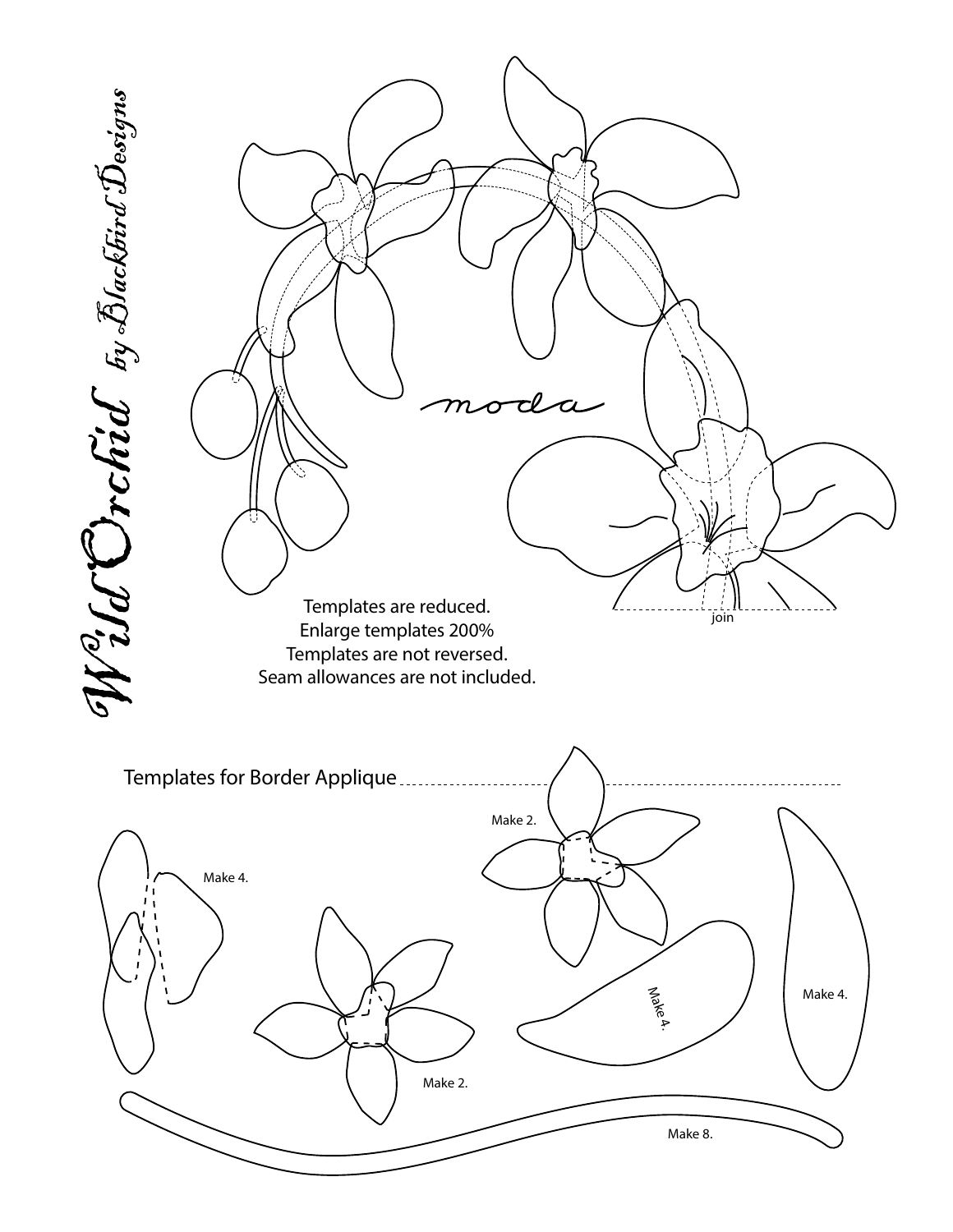# Wild Orchid by Blackbird Designs

moda

join

Templates are reduced.
Enlarge templates 200%
Templates are not reversed.
Seam allowances are not included.

## Templates for Border Applique

Make 4.

Make 2.

Make 2.

Make 4.

Make 4.

Make 8.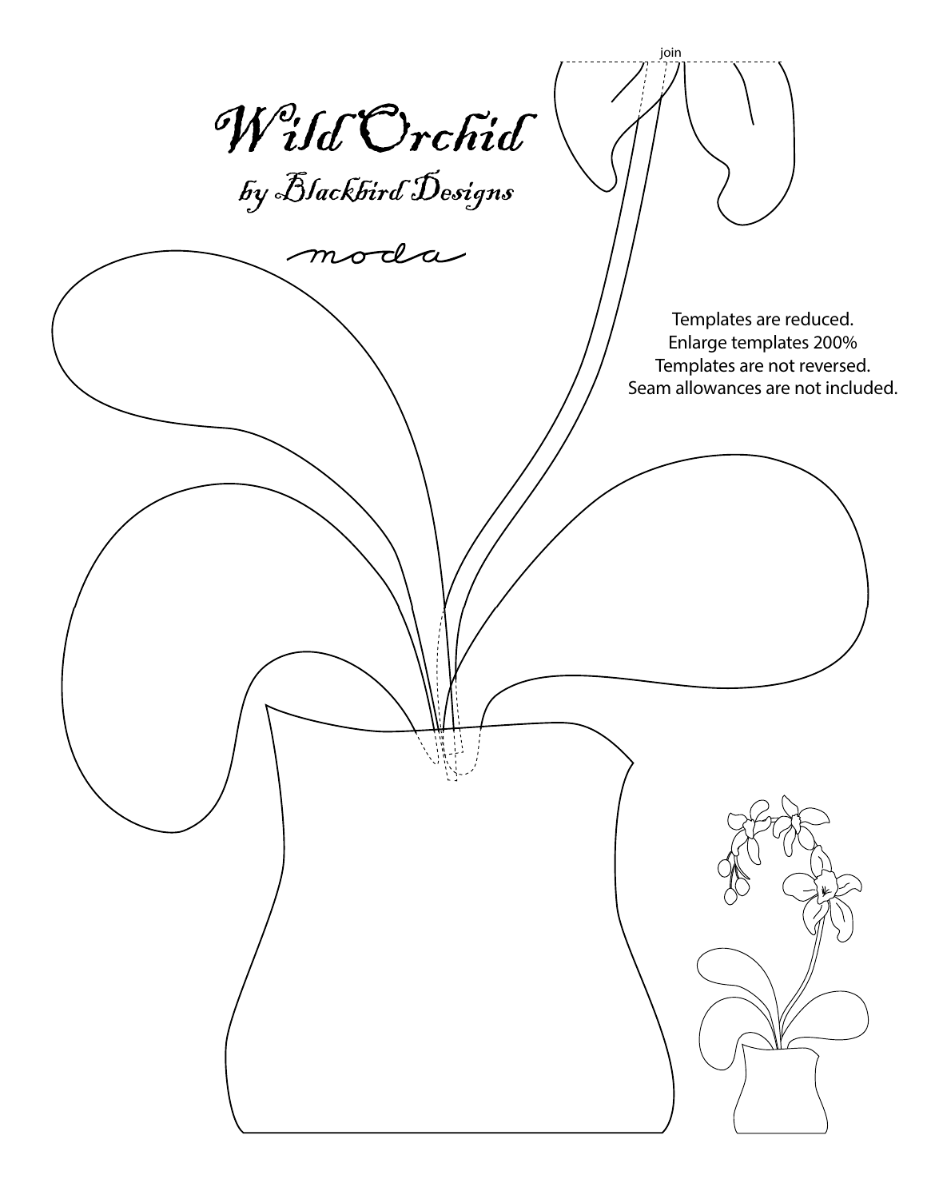# Wild Orchid

## by Blackbird Designs

moda

join

Templates are reduced.
Enlarge templates 200%
Templates are not reversed.
Seam allowances are not included.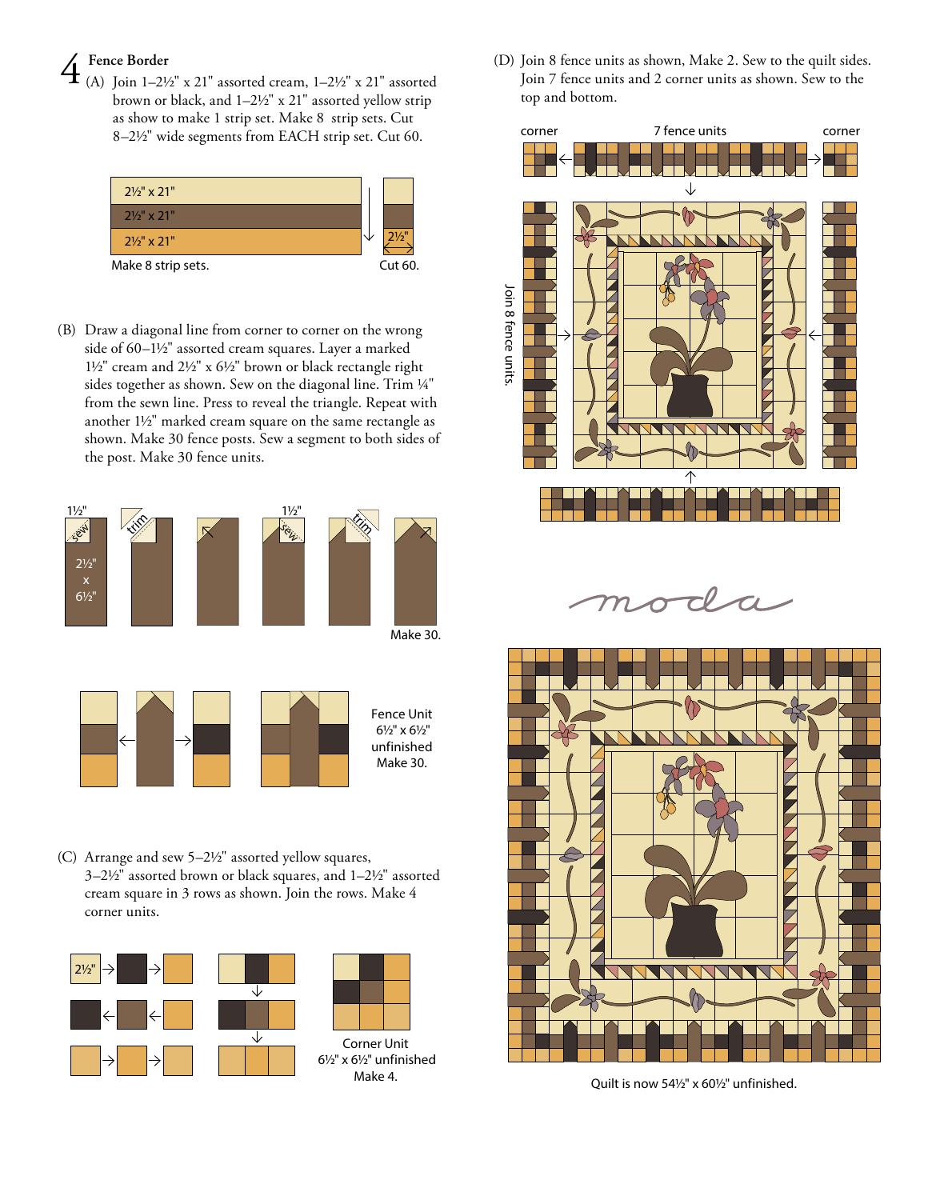## 4 Fence Border

(A) Join 1–2½" x 21" assorted cream, 1–2½" x 21" assorted brown or black, and 1–2½" x 21" assorted yellow strip as show to make 1 strip set. Make 8 strip sets. Cut 8–2½" wide segments from EACH strip set. Cut 60.

2½" x 21"
2½" x 21"
2½" x 21"

Make 8 strip sets.

2½"

Cut 60.

(B) Draw a diagonal line from corner to corner on the wrong side of 60–1½" assorted cream squares. Layer a marked 1½" cream and 2½" x 6½" brown or black rectangle right sides together as shown. Sew on the diagonal line. Trim ¼" from the sewn line. Press to reveal the triangle. Repeat with another 1½" marked cream square on the same rectangle as shown. Make 30 fence posts. Sew a segment to both sides of the post. Make 30 fence units.

1½" sew 2½" x 6½" trim 1½" sew trim

Make 30.

Fence Unit
6½" x 6½"
unfinished
Make 30.

(C) Arrange and sew 5–2½" assorted yellow squares, 3–2½" assorted brown or black squares, and 1–2½" assorted cream square in 3 rows as shown. Join the rows. Make 4 corner units.

2½"

Corner Unit
6½" x 6½" unfinished
Make 4.

(D) Join 8 fence units as shown, Make 2. Sew to the quilt sides. Join 7 fence units and 2 corner units as shown. Sew to the top and bottom.

corner 7 fence units corner

Join 8 fence units.

moda

Quilt is now 54½" x 60½" unfinished.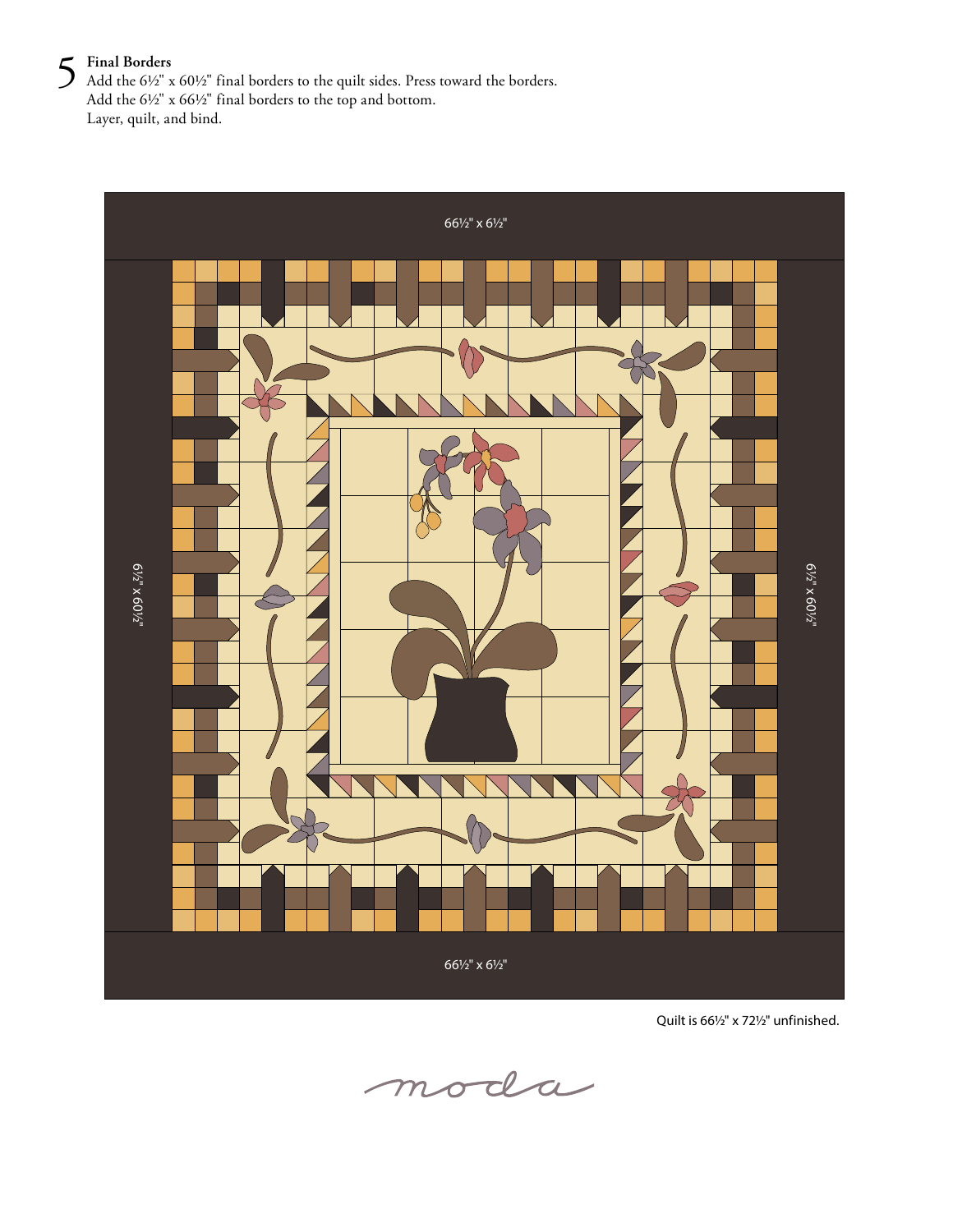## 5 Final Borders

Add the 6½" x 60½" final borders to the quilt sides. Press toward the borders.
Add the 6½" x 66½" final borders to the top and bottom.
Layer, quilt, and bind.

66½" x 6½"

6½" x 60½"

6½" x 60½"

66½" x 6½"

Quilt is 66½" x 72½" unfinished.

moda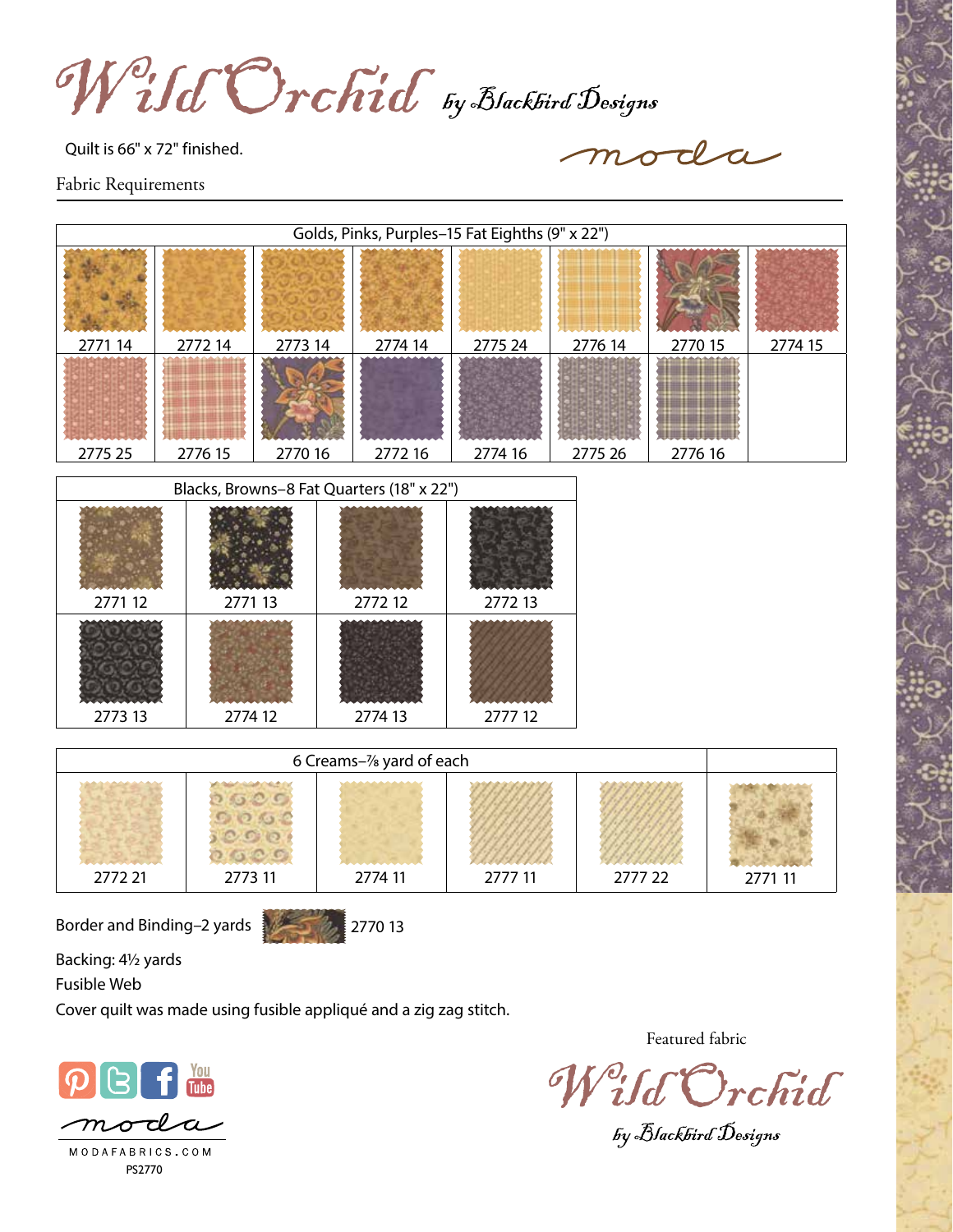# Wild Orchid by Blackbird Designs

Quilt is 66" x 72" finished.

moda

Fabric Requirements

| Golds, Pinks, Purples–15 Fat Eighths (9" x 22") | | | | | | | |
|---|---|---|---|---|---|---|---|
| 2771 14 | 2772 14 | 2773 14 | 2774 14 | 2775 24 | 2776 14 | 2770 15 | 2774 15 |
| 2775 25 | 2776 15 | 2770 16 | 2772 16 | 2774 16 | 2775 26 | 2776 16 | |

| Blacks, Browns–8 Fat Quarters (18" x 22") | | | |
|---|---|---|---|
| 2771 12 | 2771 13 | 2772 12 | 2772 13 |
| 2773 13 | 2774 12 | 2774 13 | 2777 12 |

| 6 Creams–⅞ yard of each | | | | | |
|---|---|---|---|---|---|
| 2772 21 | 2773 11 | 2774 11 | 2777 11 | 2777 22 | 2771 11 |

Border and Binding–2 yards 2770 13

Backing: 4½ yards

Fusible Web

Cover quilt was made using fusible appliqué and a zig zag stitch.

Featured fabric

Wild Orchid by Blackbird Designs

moda

MODAFABRICS.COM

PS2770